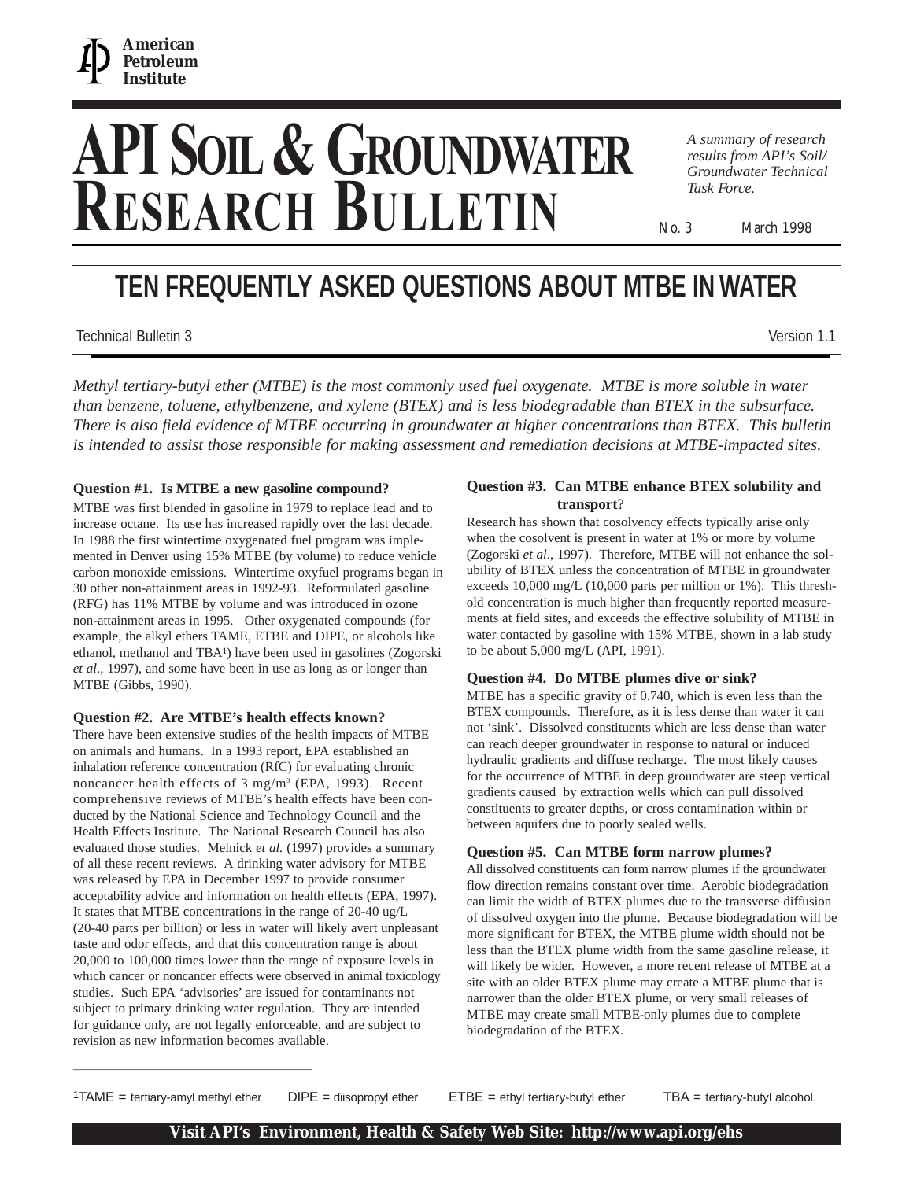American Petroleum Institute

# API Soil & Groundwater Research Bulletin

*A summary of research results from API's Soil/ Groundwater Technical Task Force.*

No. 3 March 1998

## TEN FREQUENTLY ASKED QUESTIONS ABOUT MTBE IN WATER

Technical Bulletin 3 Version 1.1

*Methyl tertiary-butyl ether (MTBE) is the most commonly used fuel oxygenate. MTBE is more soluble in water than benzene, toluene, ethylbenzene, and xylene (BTEX) and is less biodegradable than BTEX in the subsurface. There is also field evidence of MTBE occurring in groundwater at higher concentrations than BTEX. This bulletin is intended to assist those responsible for making assessment and remediation decisions at MTBE-impacted sites.*

### Question #1. Is MTBE a new gasoline compound?

MTBE was first blended in gasoline in 1979 to replace lead and to increase octane. Its use has increased rapidly over the last decade. In 1988 the first wintertime oxygenated fuel program was implemented in Denver using 15% MTBE (by volume) to reduce vehicle carbon monoxide emissions. Wintertime oxyfuel programs began in 30 other non-attainment areas in 1992-93. Reformulated gasoline (RFG) has 11% MTBE by volume and was introduced in ozone non-attainment areas in 1995. Other oxygenated compounds (for example, the alkyl ethers TAME, ETBE and DIPE, or alcohols like ethanol, methanol and TBA[1]) have been used in gasolines (Zogorski *et al*., 1997), and some have been in use as long as or longer than MTBE (Gibbs, 1990).

### Question #2. Are MTBE's health effects known?

There have been extensive studies of the health impacts of MTBE on animals and humans. In a 1993 report, EPA established an inhalation reference concentration (RfC) for evaluating chronic noncancer health effects of 3 mg/m$^3$ (EPA, 1993). Recent comprehensive reviews of MTBE's health effects have been conducted by the National Science and Technology Council and the Health Effects Institute. The National Research Council has also evaluated those studies. Melnick *et al.* (1997) provides a summary of all these recent reviews. A drinking water advisory for MTBE was released by EPA in December 1997 to provide consumer acceptability advice and information on health effects (EPA, 1997). It states that MTBE concentrations in the range of 20-40 ug/L (20-40 parts per billion) or less in water will likely avert unpleasant taste and odor effects, and that this concentration range is about 20,000 to 100,000 times lower than the range of exposure levels in which cancer or noncancer effects were observed in animal toxicology studies. Such EPA 'advisories' are issued for contaminants not subject to primary drinking water regulation. They are intended for guidance only, are not legally enforceable, and are subject to revision as new information becomes available.

### Question #3. Can MTBE enhance BTEX solubility and transport?

Research has shown that cosolvency effects typically arise only when the cosolvent is present in water at 1% or more by volume (Zogorski *et al*., 1997). Therefore, MTBE will not enhance the solubility of BTEX unless the concentration of MTBE in groundwater exceeds 10,000 mg/L (10,000 parts per million or 1%). This threshold concentration is much higher than frequently reported measurements at field sites, and exceeds the effective solubility of MTBE in water contacted by gasoline with 15% MTBE, shown in a lab study to be about 5,000 mg/L (API, 1991).

### Question #4. Do MTBE plumes dive or sink?

MTBE has a specific gravity of 0.740, which is even less than the BTEX compounds. Therefore, as it is less dense than water it can not 'sink'. Dissolved constituents which are less dense than water can reach deeper groundwater in response to natural or induced hydraulic gradients and diffuse recharge. The most likely causes for the occurrence of MTBE in deep groundwater are steep vertical gradients caused by extraction wells which can pull dissolved constituents to greater depths, or cross contamination within or between aquifers due to poorly sealed wells.

### Question #5. Can MTBE form narrow plumes?

All dissolved constituents can form narrow plumes if the groundwater flow direction remains constant over time. Aerobic biodegradation can limit the width of BTEX plumes due to the transverse diffusion of dissolved oxygen into the plume. Because biodegradation will be more significant for BTEX, the MTBE plume width should not be less than the BTEX plume width from the same gasoline release, it will likely be wider. However, a more recent release of MTBE at a site with an older BTEX plume may create a MTBE plume that is narrower than the older BTEX plume, or very small releases of MTBE may create small MTBE-only plumes due to complete biodegradation of the BTEX.

[1]TAME = tertiary-amyl methyl ether DIPE = diisopropyl ether ETBE = ethyl tertiary-butyl ether TBA = tertiary-butyl alcohol

**Visit API's Environment, Health & Safety Web Site: http://www.api.org/ehs**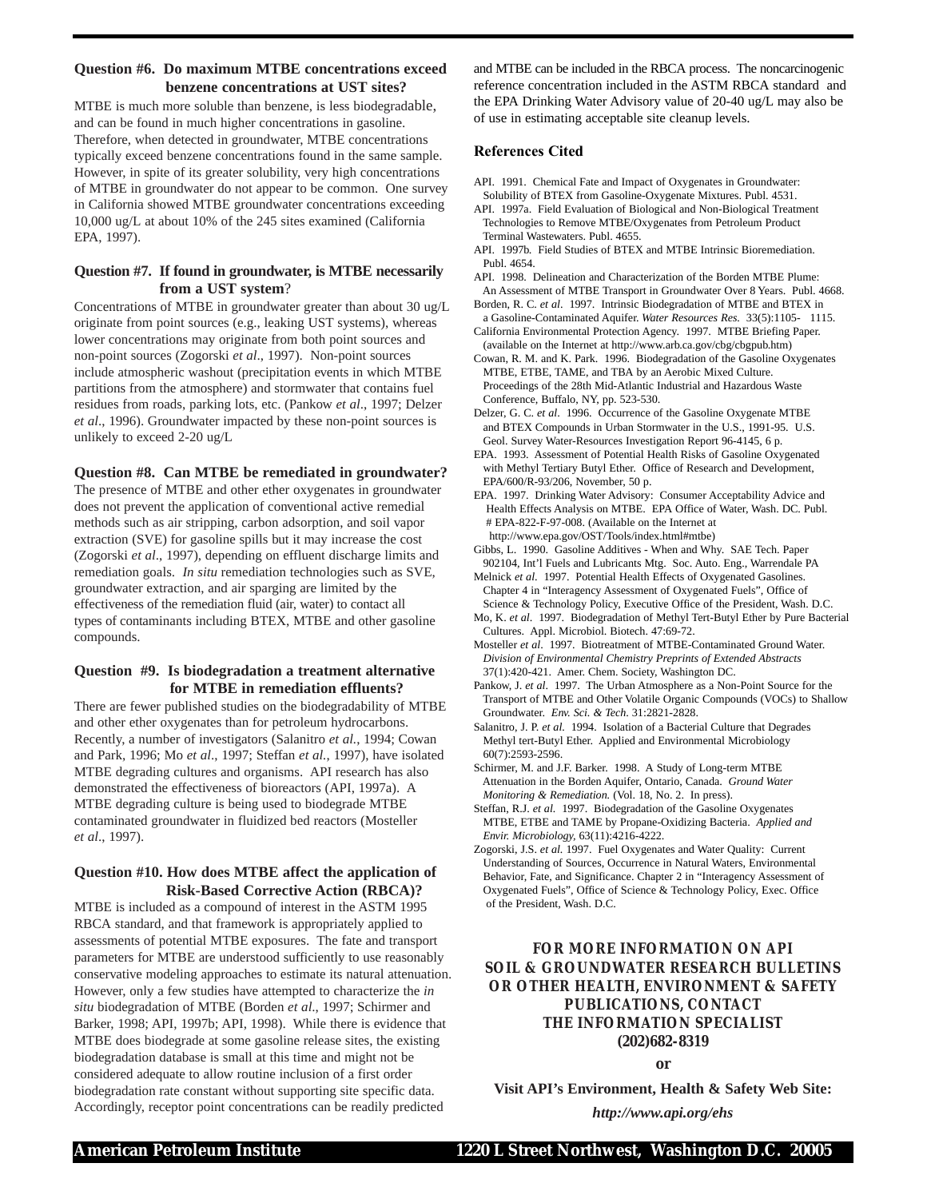### Question #6. Do maximum MTBE concentrations exceed benzene concentrations at UST sites?

MTBE is much more soluble than benzene, is less biodegradable, and can be found in much higher concentrations in gasoline. Therefore, when detected in groundwater, MTBE concentrations typically exceed benzene concentrations found in the same sample. However, in spite of its greater solubility, very high concentrations of MTBE in groundwater do not appear to be common. One survey in California showed MTBE groundwater concentrations exceeding 10,000 ug/L at about 10% of the 245 sites examined (California EPA, 1997).

### Question #7. If found in groundwater, is MTBE necessarily from a UST system?

Concentrations of MTBE in groundwater greater than about 30 ug/L originate from point sources (e.g., leaking UST systems), whereas lower concentrations may originate from both point sources and non-point sources (Zogorski *et al*., 1997). Non-point sources include atmospheric washout (precipitation events in which MTBE partitions from the atmosphere) and stormwater that contains fuel residues from roads, parking lots, etc. (Pankow *et al*., 1997; Delzer *et al*., 1996). Groundwater impacted by these non-point sources is unlikely to exceed 2-20 ug/L

### Question #8. Can MTBE be remediated in groundwater?

The presence of MTBE and other ether oxygenates in groundwater does not prevent the application of conventional active remedial methods such as air stripping, carbon adsorption, and soil vapor extraction (SVE) for gasoline spills but it may increase the cost (Zogorski *et al*., 1997), depending on effluent discharge limits and remediation goals. *In situ* remediation technologies such as SVE, groundwater extraction, and air sparging are limited by the effectiveness of the remediation fluid (air, water) to contact all types of contaminants including BTEX, MTBE and other gasoline compounds.

### Question #9. Is biodegradation a treatment alternative for MTBE in remediation effluents?

There are fewer published studies on the biodegradability of MTBE and other ether oxygenates than for petroleum hydrocarbons. Recently, a number of investigators (Salanitro *et al*., 1994; Cowan and Park, 1996; Mo *et al*., 1997; Steffan *et al.*, 1997), have isolated MTBE degrading cultures and organisms. API research has also demonstrated the effectiveness of bioreactors (API, 1997a). A MTBE degrading culture is being used to biodegrade MTBE contaminated groundwater in fluidized bed reactors (Mosteller *et al*., 1997).

### Question #10. How does MTBE affect the application of Risk-Based Corrective Action (RBCA)?

MTBE is included as a compound of interest in the ASTM 1995 RBCA standard, and that framework is appropriately applied to assessments of potential MTBE exposures. The fate and transport parameters for MTBE are understood sufficiently to use reasonably conservative modeling approaches to estimate its natural attenuation. However, only a few studies have attempted to characterize the *in situ* biodegradation of MTBE (Borden *et al*., 1997; Schirmer and Barker, 1998; API, 1997b; API, 1998). While there is evidence that MTBE does biodegrade at some gasoline release sites, the existing biodegradation database is small at this time and might not be considered adequate to allow routine inclusion of a first order biodegradation rate constant without supporting site specific data. Accordingly, receptor point concentrations can be readily predicted and MTBE can be included in the RBCA process. The noncarcinogenic reference concentration included in the ASTM RBCA standard and the EPA Drinking Water Advisory value of 20-40 ug/L may also be of use in estimating acceptable site cleanup levels.

### References Cited

API. 1991. Chemical Fate and Impact of Oxygenates in Groundwater: Solubility of BTEX from Gasoline-Oxygenate Mixtures. Publ. 4531.

API. 1997a. Field Evaluation of Biological and Non-Biological Treatment Technologies to Remove MTBE/Oxygenates from Petroleum Product Terminal Wastewaters. Publ. 4655.

API. 1997b. Field Studies of BTEX and MTBE Intrinsic Bioremediation. Publ. 4654.

API. 1998. Delineation and Characterization of the Borden MTBE Plume: An Assessment of MTBE Transport in Groundwater Over 8 Years. Publ. 4668.

Borden, R. C. *et al*. 1997. Intrinsic Biodegradation of MTBE and BTEX in a Gasoline-Contaminated Aquifer. *Water Resources Res.* 33(5):1105- 1115.

California Environmental Protection Agency. 1997. MTBE Briefing Paper. (available on the Internet at http://www.arb.ca.gov/cbg/cbgpub.htm)

Cowan, R. M. and K. Park. 1996. Biodegradation of the Gasoline Oxygenates MTBE, ETBE, TAME, and TBA by an Aerobic Mixed Culture. Proceedings of the 28th Mid-Atlantic Industrial and Hazardous Waste Conference, Buffalo, NY, pp. 523-530.

Delzer, G. C. *et al*. 1996. Occurrence of the Gasoline Oxygenate MTBE and BTEX Compounds in Urban Stormwater in the U.S., 1991-95. U.S. Geol. Survey Water-Resources Investigation Report 96-4145, 6 p.

EPA. 1993. Assessment of Potential Health Risks of Gasoline Oxygenated with Methyl Tertiary Butyl Ether. Office of Research and Development, EPA/600/R-93/206, November, 50 p.

EPA. 1997. Drinking Water Advisory: Consumer Acceptability Advice and Health Effects Analysis on MTBE. EPA Office of Water, Wash. DC. Publ. # EPA-822-F-97-008. (Available on the Internet at http://www.epa.gov/OST/Tools/index.html#mtbe)

Gibbs, L. 1990. Gasoline Additives - When and Why. SAE Tech. Paper 902104, Int'l Fuels and Lubricants Mtg. Soc. Auto. Eng., Warrendale PA

Melnick *et al.* 1997. Potential Health Effects of Oxygenated Gasolines. Chapter 4 in "Interagency Assessment of Oxygenated Fuels", Office of Science & Technology Policy, Executive Office of the President, Wash. D.C.

Mo, K. *et al*. 1997. Biodegradation of Methyl Tert-Butyl Ether by Pure Bacterial Cultures. Appl. Microbiol. Biotech. 47:69-72.

Mosteller *et al*. 1997. Biotreatment of MTBE-Contaminated Ground Water. *Division of Environmental Chemistry Preprints of Extended Abstracts* 37(1):420-421. Amer. Chem. Society, Washington DC.

Pankow, J. *et al*. 1997. The Urban Atmosphere as a Non-Point Source for the Transport of MTBE and Other Volatile Organic Compounds (VOCs) to Shallow Groundwater. *Env. Sci. & Tech*. 31:2821-2828.

Salanitro, J. P. *et al.* 1994. Isolation of a Bacterial Culture that Degrades Methyl tert-Butyl Ether. Applied and Environmental Microbiology 60(7):2593-2596.

Schirmer, M. and J.F. Barker. 1998. A Study of Long-term MTBE Attenuation in the Borden Aquifer, Ontario, Canada. *Ground Water Monitoring & Remediation.* (Vol. 18, No. 2. In press).

Steffan, R.J. *et al.* 1997. Biodegradation of the Gasoline Oxygenates MTBE, ETBE and TAME by Propane-Oxidizing Bacteria. *Applied and Envir. Microbiology,* 63(11):4216-4222.

Zogorski, J.S. *et al.* 1997. Fuel Oxygenates and Water Quality: Current Understanding of Sources, Occurrence in Natural Waters, Environmental Behavior, Fate, and Significance. Chapter 2 in "Interagency Assessment of Oxygenated Fuels", Office of Science & Technology Policy, Exec. Office of the President, Wash. D.C.

**FOR MORE INFORMATION ON API SOIL & GROUNDWATER RESEARCH BULLETINS OR OTHER HEALTH, ENVIRONMENT & SAFETY PUBLICATIONS, CONTACT THE INFORMATION SPECIALIST (202)682-8319**

**or**

**Visit API's Environment, Health & Safety Web Site:**

***http://www.api.org/ehs***

**American Petroleum Institute 1220 L Street Northwest, Washington D.C. 20005**